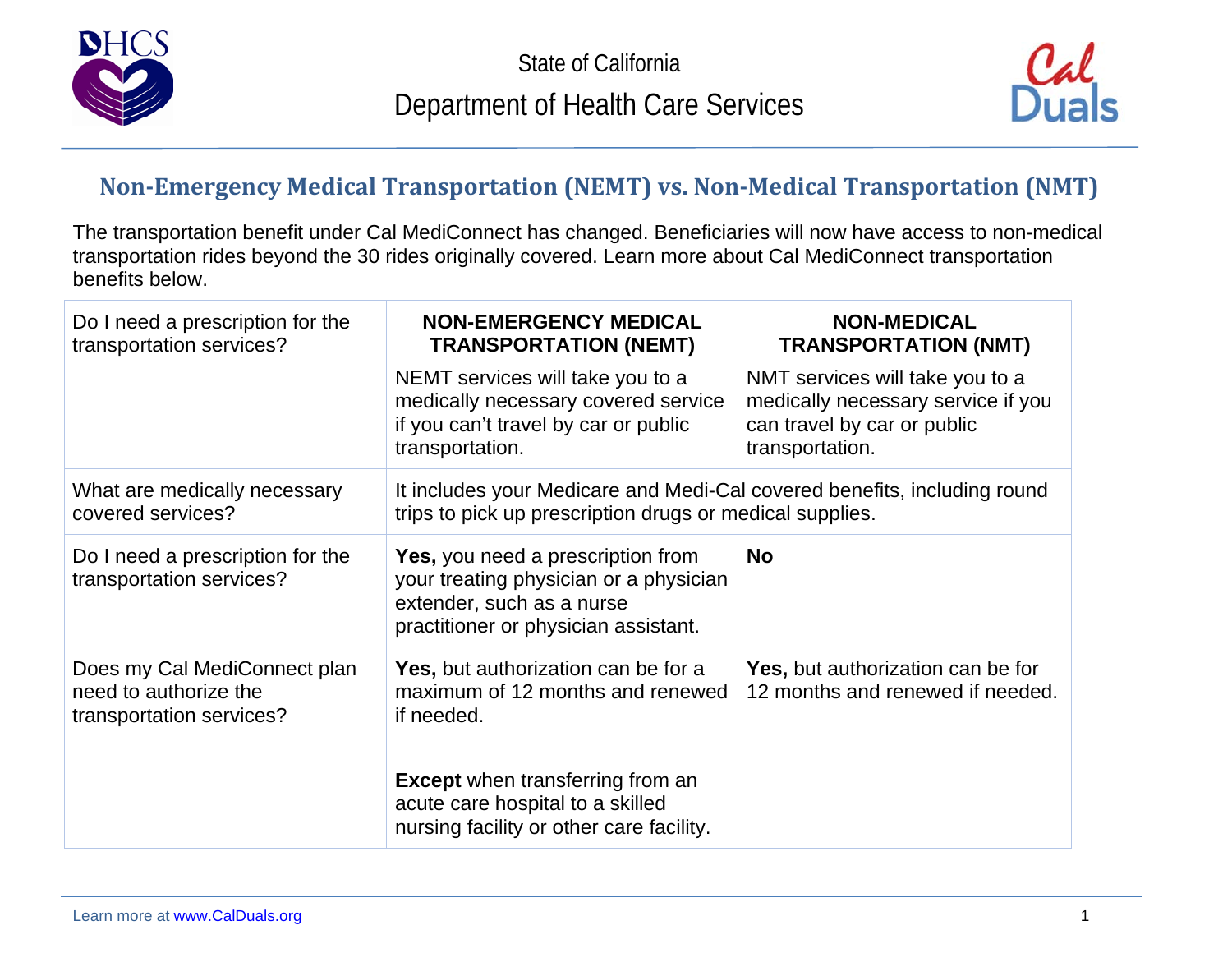State of California

Department of Health Care Services

## Non-Emergency Medical Transportation (NEMT) vs. Non-Medical Transportation (NMT)

The transportation benefit under Cal MediConnect has changed. Beneficiaries will now have access to non-medical transportation rides beyond the 30 rides originally covered. Learn more about Cal MediConnect transportation benefits below.

| Do I need a prescription for the transportation services? | **NON-EMERGENCY MEDICAL TRANSPORTATION (NEMT)**<br>NEMT services will take you to a medically necessary covered service if you can't travel by car or public transportation. | **NON-MEDICAL TRANSPORTATION (NMT)**<br>NMT services will take you to a medically necessary service if you can travel by car or public transportation. |
|---|---|---|
| What are medically necessary covered services? | It includes your Medicare and Medi-Cal covered benefits, including round trips to pick up prescription drugs or medical supplies. | |
| Do I need a prescription for the transportation services? | **Yes,** you need a prescription from your treating physician or a physician extender, such as a nurse practitioner or physician assistant. | **No** |
| Does my Cal MediConnect plan need to authorize the transportation services? | **Yes,** but authorization can be for a maximum of 12 months and renewed if needed.<br><br>**Except** when transferring from an acute care hospital to a skilled nursing facility or other care facility. | **Yes,** but authorization can be for 12 months and renewed if needed. |

Learn more at www.CalDuals.org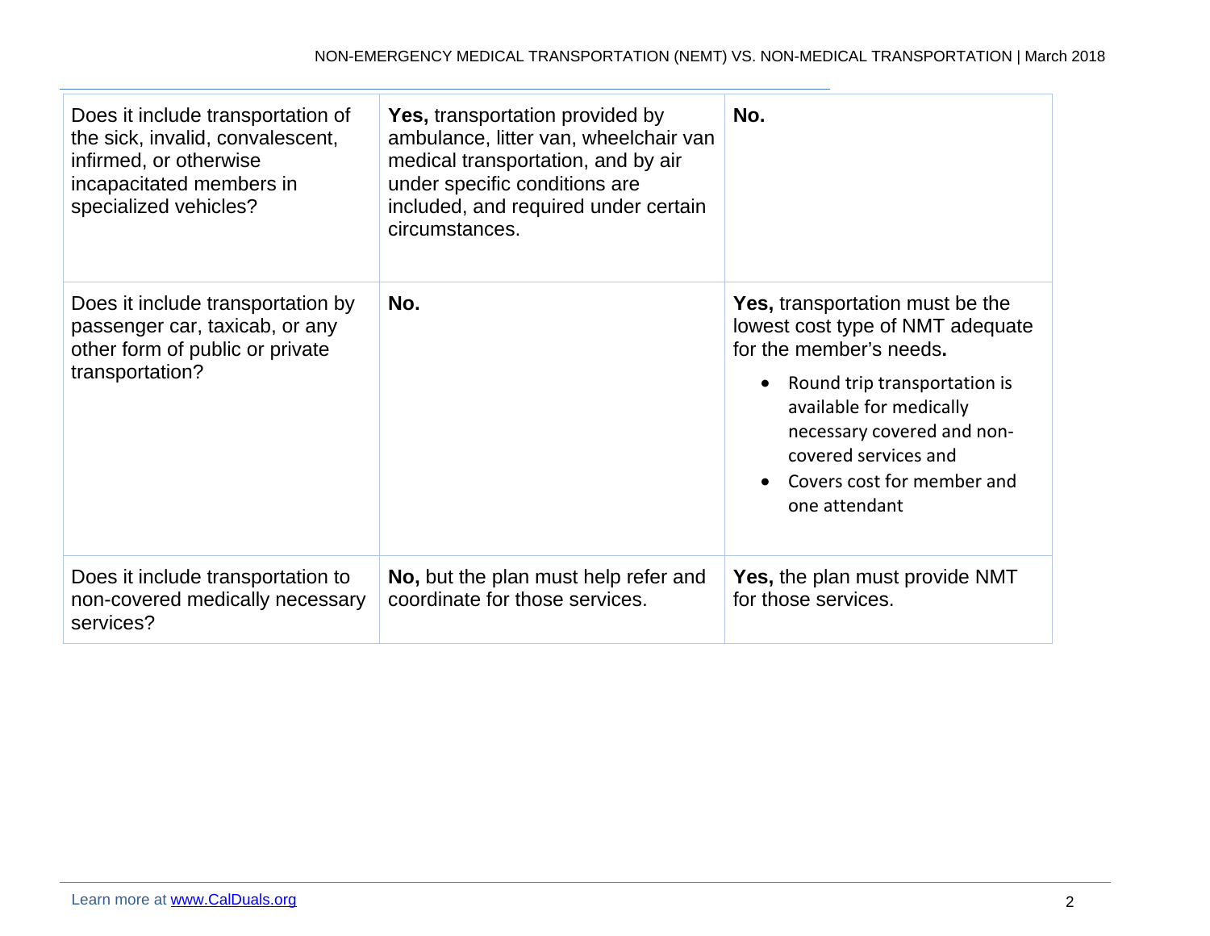| | | |
|---|---|---|
| Does it include transportation of the sick, invalid, convalescent, infirmed, or otherwise incapacitated members in specialized vehicles? | **Yes,** transportation provided by ambulance, litter van, wheelchair van medical transportation, and by air under specific conditions are included, and required under certain circumstances. | **No.** |
| Does it include transportation by passenger car, taxicab, or any other form of public or private transportation? | **No.** | **Yes,** transportation must be the lowest cost type of NMT adequate for the member's needs**.**<br>• Round trip transportation is available for medically necessary covered and non-covered services and<br>• Covers cost for member and one attendant |
| Does it include transportation to non-covered medically necessary services? | **No,** but the plan must help refer and coordinate for those services. | **Yes,** the plan must provide NMT for those services. |

Learn more at www.CalDuals.org